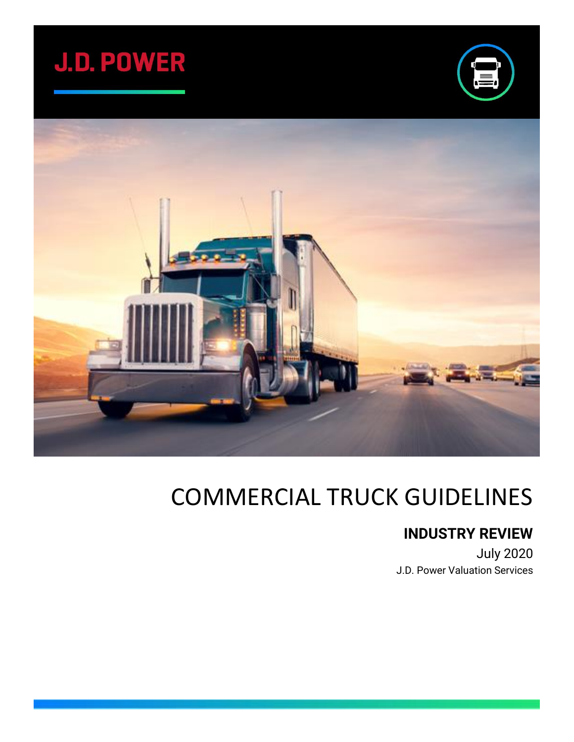J.D. POWER

# COMMERCIAL TRUCK GUIDELINES

## INDUSTRY REVIEW

July 2020

J.D. Power Valuation Services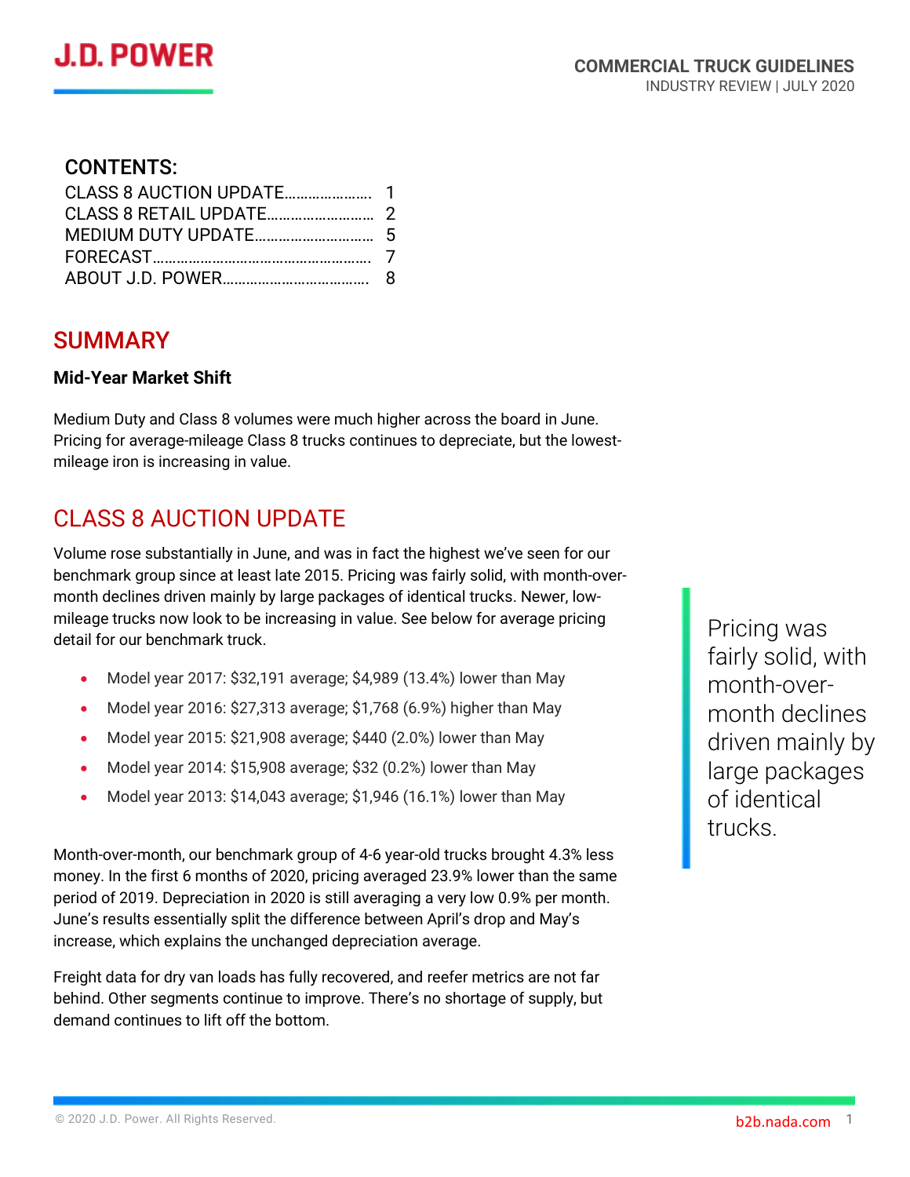# J.D. POWER

**COMMERCIAL TRUCK GUIDELINES**
INDUSTRY REVIEW | JULY 2020

## CONTENTS:

CLASS 8 AUCTION UPDATE…………………. 1
CLASS 8 RETAIL UPDATE……………………… 2
MEDIUM DUTY UPDATE………………………… 5
FORECAST……………………………………………… 7
ABOUT J.D. POWER……………………………… 8

## SUMMARY

**Mid-Year Market Shift**

Medium Duty and Class 8 volumes were much higher across the board in June. Pricing for average-mileage Class 8 trucks continues to depreciate, but the lowest-mileage iron is increasing in value.

## CLASS 8 AUCTION UPDATE

Volume rose substantially in June, and was in fact the highest we've seen for our benchmark group since at least late 2015. Pricing was fairly solid, with month-over-month declines driven mainly by large packages of identical trucks. Newer, low-mileage trucks now look to be increasing in value. See below for average pricing detail for our benchmark truck.

- Model year 2017: $32,191 average; $4,989 (13.4%) lower than May
- Model year 2016: $27,313 average; $1,768 (6.9%) higher than May
- Model year 2015: $21,908 average; $440 (2.0%) lower than May
- Model year 2014: $15,908 average; $32 (0.2%) lower than May
- Model year 2013: $14,043 average; $1,946 (16.1%) lower than May

Month-over-month, our benchmark group of 4-6 year-old trucks brought 4.3% less money. In the first 6 months of 2020, pricing averaged 23.9% lower than the same period of 2019. Depreciation in 2020 is still averaging a very low 0.9% per month. June's results essentially split the difference between April's drop and May's increase, which explains the unchanged depreciation average.

Freight data for dry van loads has fully recovered, and reefer metrics are not far behind. Other segments continue to improve. There's no shortage of supply, but demand continues to lift off the bottom.

> Pricing was fairly solid, with month-over-month declines driven mainly by large packages of identical trucks.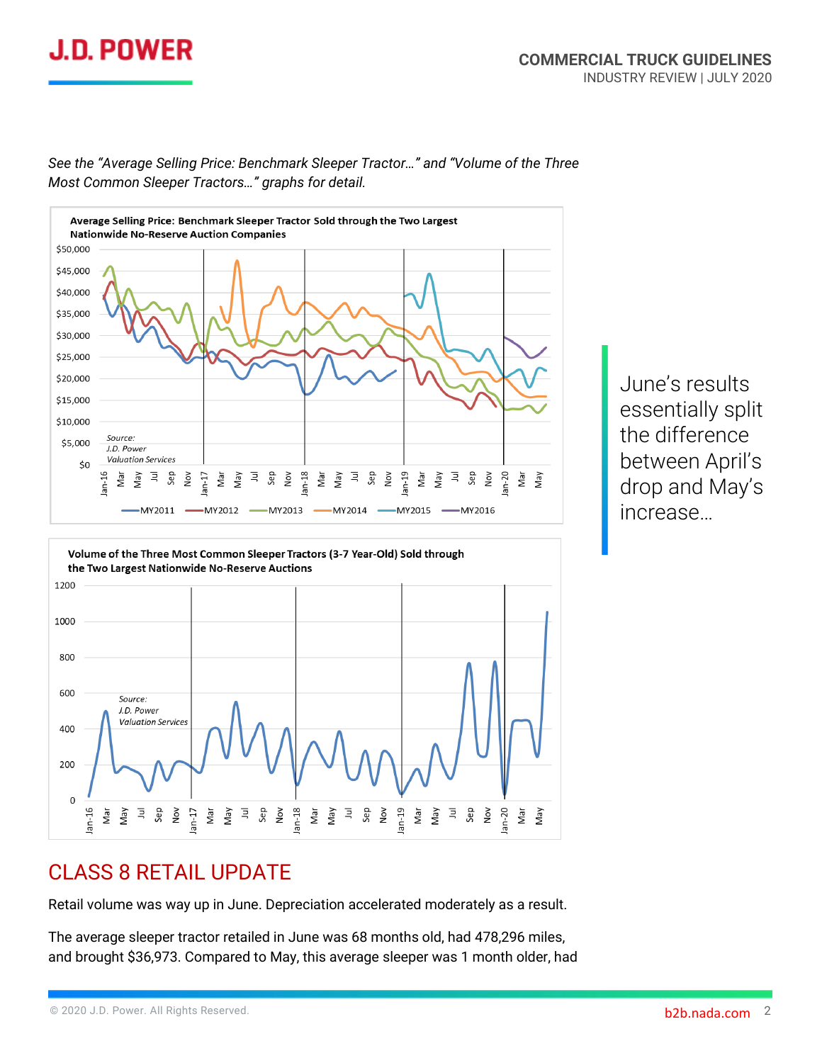*See the "Average Selling Price: Benchmark Sleeper Tractor…" and "Volume of the Three Most Common Sleeper Tractors…" graphs for detail.*

**Average Selling Price: Benchmark Sleeper Tractor Sold through the Two Largest Nationwide No-Reserve Auction Companies**

*Source: J.D. Power Valuation Services*

**Volume of the Three Most Common Sleeper Tractors (3-7 Year-Old) Sold through the Two Largest Nationwide No-Reserve Auctions**

*Source: J.D. Power Valuation Services*

June's results essentially split the difference between April's drop and May's increase…

# CLASS 8 RETAIL UPDATE

Retail volume was way up in June. Depreciation accelerated moderately as a result.

The average sleeper tractor retailed in June was 68 months old, had 478,296 miles, and brought $36,973. Compared to May, this average sleeper was 1 month older, had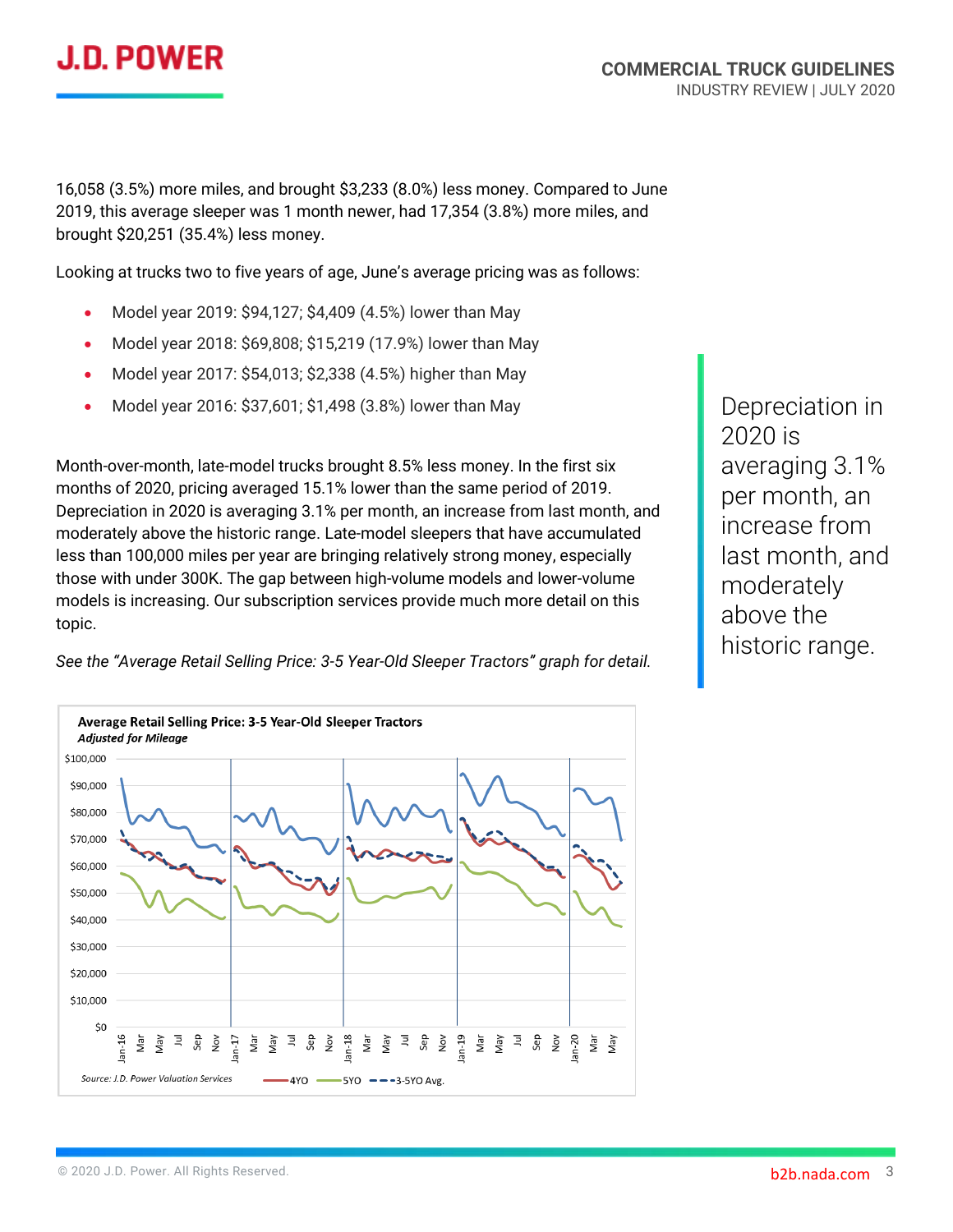16,058 (3.5%) more miles, and brought $3,233 (8.0%) less money. Compared to June 2019, this average sleeper was 1 month newer, had 17,354 (3.8%) more miles, and brought $20,251 (35.4%) less money.

Looking at trucks two to five years of age, June's average pricing was as follows:

- Model year 2019: $94,127; $4,409 (4.5%) lower than May
- Model year 2018: $69,808; $15,219 (17.9%) lower than May
- Model year 2017: $54,013; $2,338 (4.5%) higher than May
- Model year 2016: $37,601; $1,498 (3.8%) lower than May

Month-over-month, late-model trucks brought 8.5% less money. In the first six months of 2020, pricing averaged 15.1% lower than the same period of 2019. Depreciation in 2020 is averaging 3.1% per month, an increase from last month, and moderately above the historic range. Late-model sleepers that have accumulated less than 100,000 miles per year are bringing relatively strong money, especially those with under 300K. The gap between high-volume models and lower-volume models is increasing. Our subscription services provide much more detail on this topic.

*See the "Average Retail Selling Price: 3-5 Year-Old Sleeper Tractors" graph for detail.*

> Depreciation in 2020 is averaging 3.1% per month, an increase from last month, and moderately above the historic range.

**Average Retail Selling Price: 3-5 Year-Old Sleeper Tractors**
***Adjusted for Mileage***

*Source: J.D. Power Valuation Services* — 4YO, 5YO, 3-5YO Avg.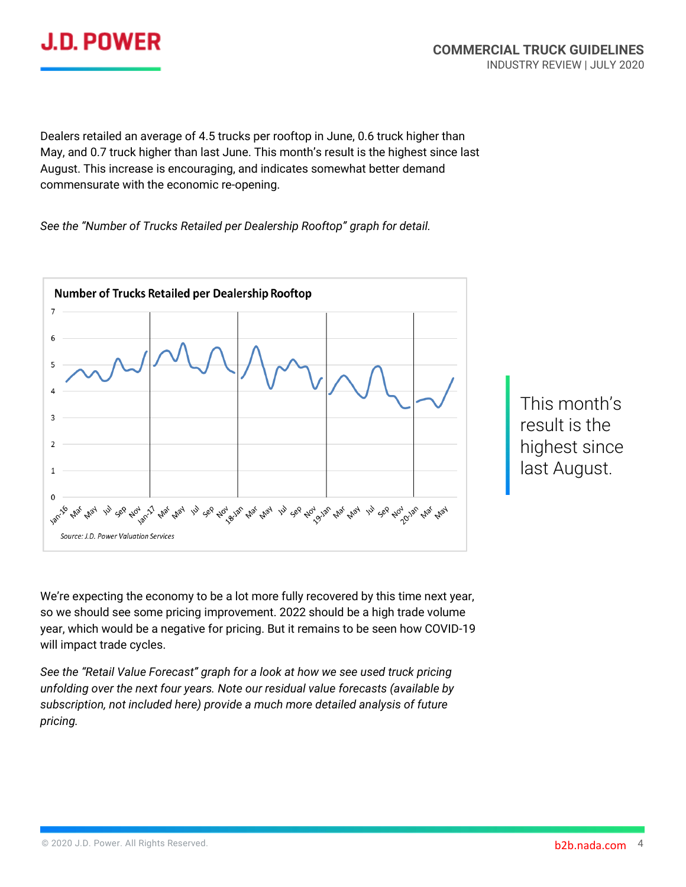Dealers retailed an average of 4.5 trucks per rooftop in June, 0.6 truck higher than May, and 0.7 truck higher than last June. This month's result is the highest since last August. This increase is encouraging, and indicates somewhat better demand commensurate with the economic re-opening.

*See the "Number of Trucks Retailed per Dealership Rooftop" graph for detail.*

**Number of Trucks Retailed per Dealership Rooftop**

*Source: J.D. Power Valuation Services*

This month's result is the highest since last August.

We're expecting the economy to be a lot more fully recovered by this time next year, so we should see some pricing improvement. 2022 should be a high trade volume year, which would be a negative for pricing. But it remains to be seen how COVID-19 will impact trade cycles.

*See the "Retail Value Forecast" graph for a look at how we see used truck pricing unfolding over the next four years. Note our residual value forecasts (available by subscription, not included here) provide a much more detailed analysis of future pricing.*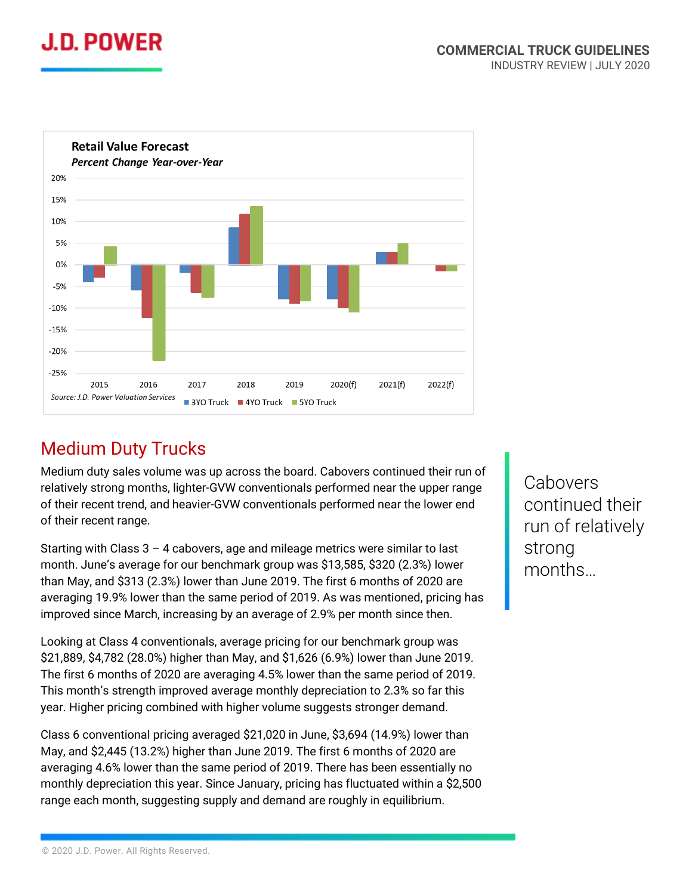Retail Value Forecast

*Percent Change Year-over-Year*

Source: J.D. Power Valuation Services

## Medium Duty Trucks

Medium duty sales volume was up across the board. Cabovers continued their run of relatively strong months, lighter-GVW conventionals performed near the upper range of their recent trend, and heavier-GVW conventionals performed near the lower end of their recent range.

Starting with Class 3 – 4 cabovers, age and mileage metrics were similar to last month. June's average for our benchmark group was $13,585, $320 (2.3%) lower than May, and $313 (2.3%) lower than June 2019. The first 6 months of 2020 are averaging 19.9% lower than the same period of 2019. As was mentioned, pricing has improved since March, increasing by an average of 2.9% per month since then.

Looking at Class 4 conventionals, average pricing for our benchmark group was $21,889, $4,782 (28.0%) higher than May, and $1,626 (6.9%) lower than June 2019. The first 6 months of 2020 are averaging 4.5% lower than the same period of 2019. This month's strength improved average monthly depreciation to 2.3% so far this year. Higher pricing combined with higher volume suggests stronger demand.

Class 6 conventional pricing averaged $21,020 in June, $3,694 (14.9%) lower than May, and $2,445 (13.2%) higher than June 2019. The first 6 months of 2020 are averaging 4.6% lower than the same period of 2019. There has been essentially no monthly depreciation this year. Since January, pricing has fluctuated within a $2,500 range each month, suggesting supply and demand are roughly in equilibrium.

Cabovers continued their run of relatively strong months…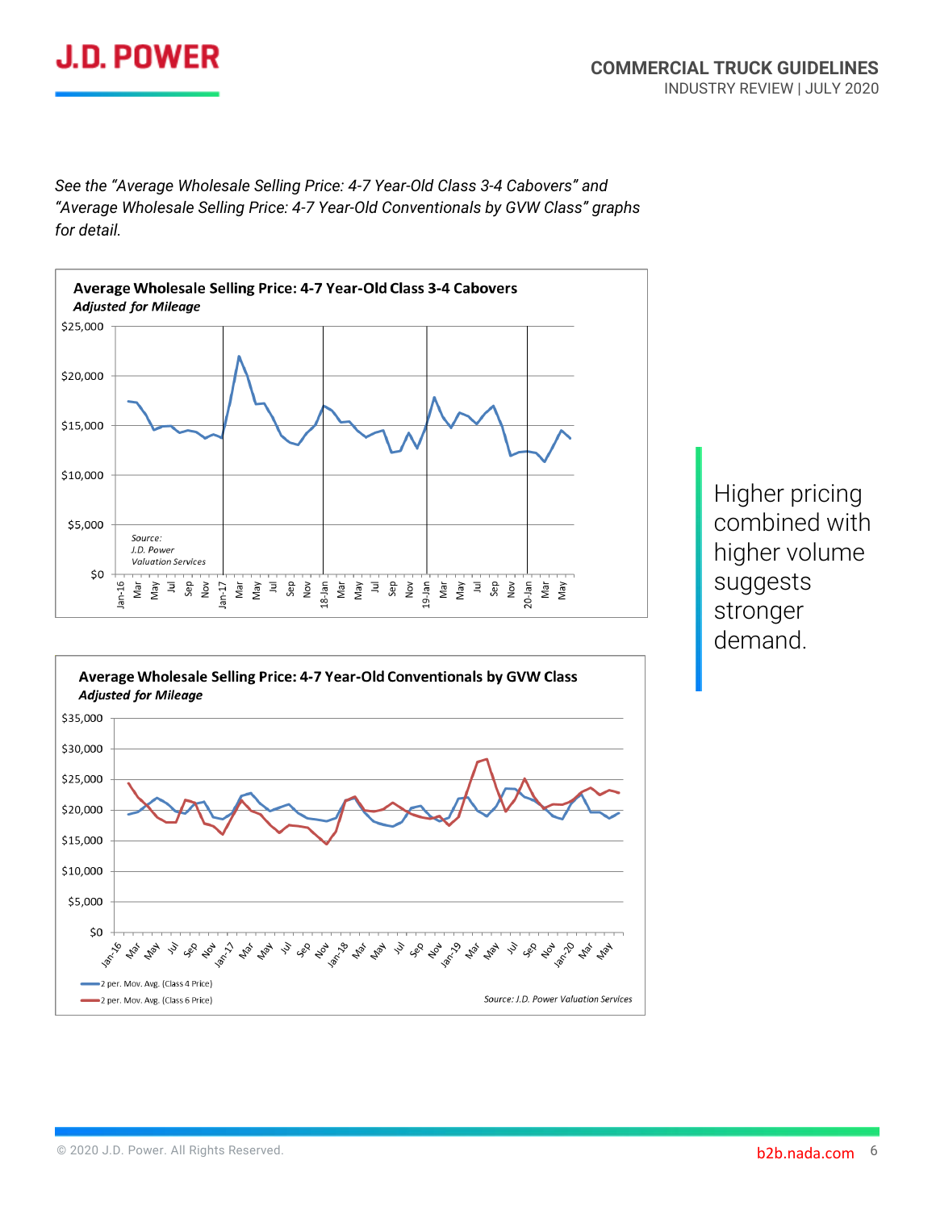*See the "Average Wholesale Selling Price: 4-7 Year-Old Class 3-4 Cabovers" and "Average Wholesale Selling Price: 4-7 Year-Old Conventionals by GVW Class" graphs for detail.*

**Average Wholesale Selling Price: 4-7 Year-Old Class 3-4 Cabovers**
***Adjusted for Mileage***

*Source: J.D. Power Valuation Services*

**Average Wholesale Selling Price: 4-7 Year-Old Conventionals by GVW Class**
***Adjusted for Mileage***

2 per. Mov. Avg. (Class 4 Price)
2 per. Mov. Avg. (Class 6 Price)

*Source: J.D. Power Valuation Services*

Higher pricing combined with higher volume suggests stronger demand.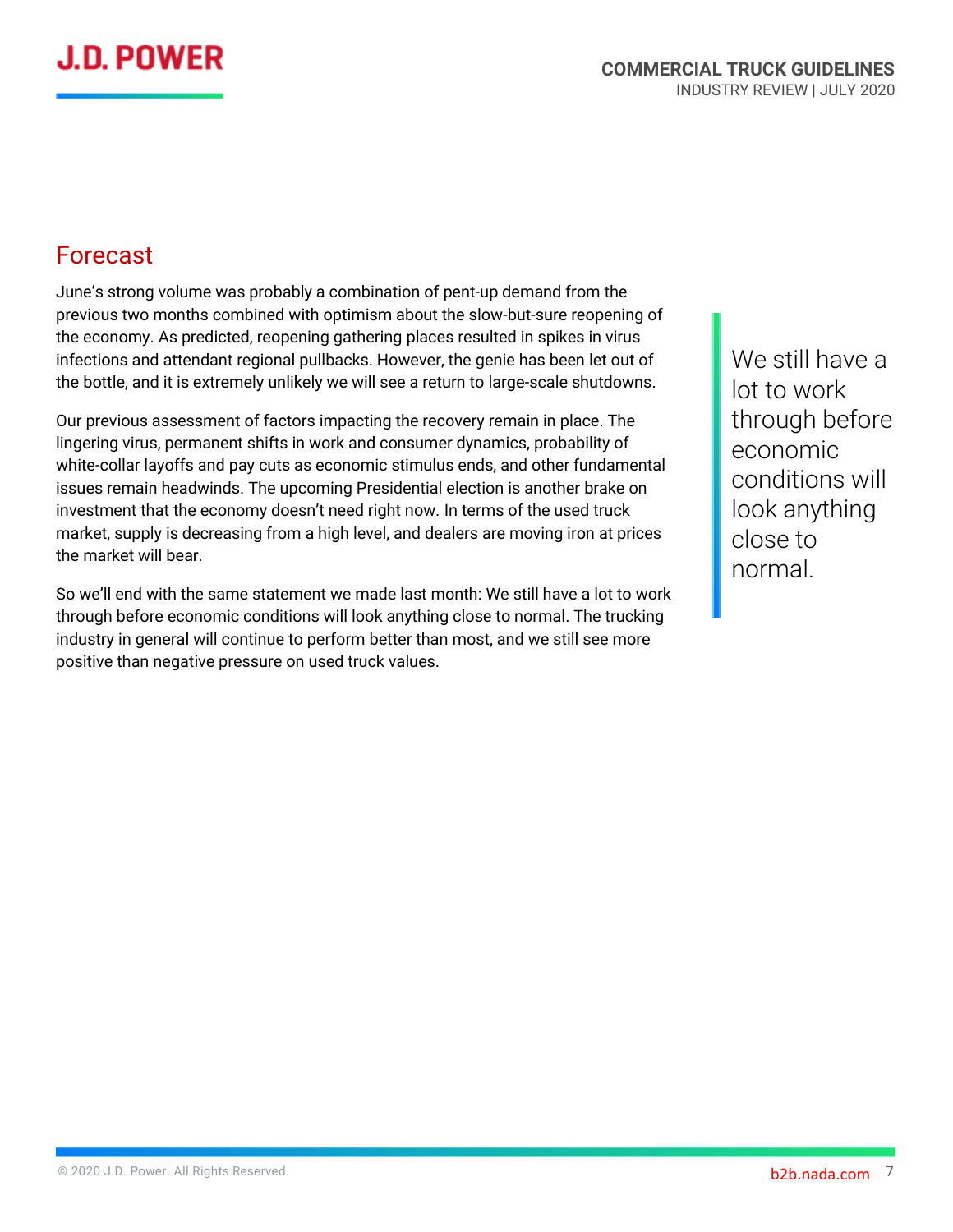## Forecast

June's strong volume was probably a combination of pent-up demand from the previous two months combined with optimism about the slow-but-sure reopening of the economy. As predicted, reopening gathering places resulted in spikes in virus infections and attendant regional pullbacks. However, the genie has been let out of the bottle, and it is extremely unlikely we will see a return to large-scale shutdowns.

Our previous assessment of factors impacting the recovery remain in place. The lingering virus, permanent shifts in work and consumer dynamics, probability of white-collar layoffs and pay cuts as economic stimulus ends, and other fundamental issues remain headwinds. The upcoming Presidential election is another brake on investment that the economy doesn't need right now. In terms of the used truck market, supply is decreasing from a high level, and dealers are moving iron at prices the market will bear.

So we'll end with the same statement we made last month: We still have a lot to work through before economic conditions will look anything close to normal. The trucking industry in general will continue to perform better than most, and we still see more positive than negative pressure on used truck values.

> We still have a lot to work through before economic conditions will look anything close to normal.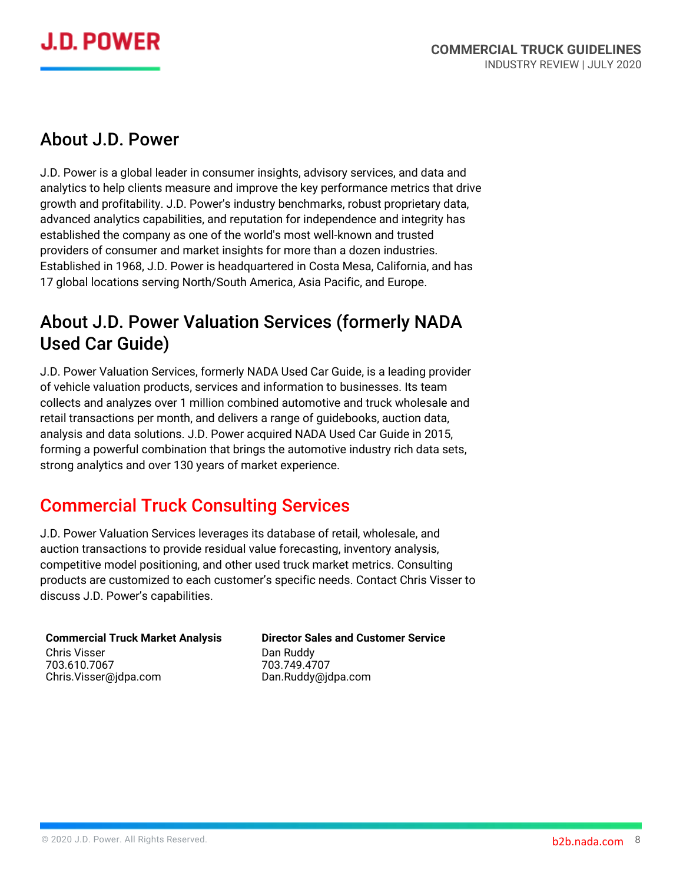## About J.D. Power

J.D. Power is a global leader in consumer insights, advisory services, and data and analytics to help clients measure and improve the key performance metrics that drive growth and profitability. J.D. Power's industry benchmarks, robust proprietary data, advanced analytics capabilities, and reputation for independence and integrity has established the company as one of the world's most well-known and trusted providers of consumer and market insights for more than a dozen industries. Established in 1968, J.D. Power is headquartered in Costa Mesa, California, and has 17 global locations serving North/South America, Asia Pacific, and Europe.

## About J.D. Power Valuation Services (formerly NADA Used Car Guide)

J.D. Power Valuation Services, formerly NADA Used Car Guide, is a leading provider of vehicle valuation products, services and information to businesses. Its team collects and analyzes over 1 million combined automotive and truck wholesale and retail transactions per month, and delivers a range of guidebooks, auction data, analysis and data solutions. J.D. Power acquired NADA Used Car Guide in 2015, forming a powerful combination that brings the automotive industry rich data sets, strong analytics and over 130 years of market experience.

## Commercial Truck Consulting Services

J.D. Power Valuation Services leverages its database of retail, wholesale, and auction transactions to provide residual value forecasting, inventory analysis, competitive model positioning, and other used truck market metrics. Consulting products are customized to each customer's specific needs. Contact Chris Visser to discuss J.D. Power's capabilities.

**Commercial Truck Market Analysis**
Chris Visser
703.610.7067
Chris.Visser@jdpa.com

**Director Sales and Customer Service**
Dan Ruddy
703.749.4707
Dan.Ruddy@jdpa.com